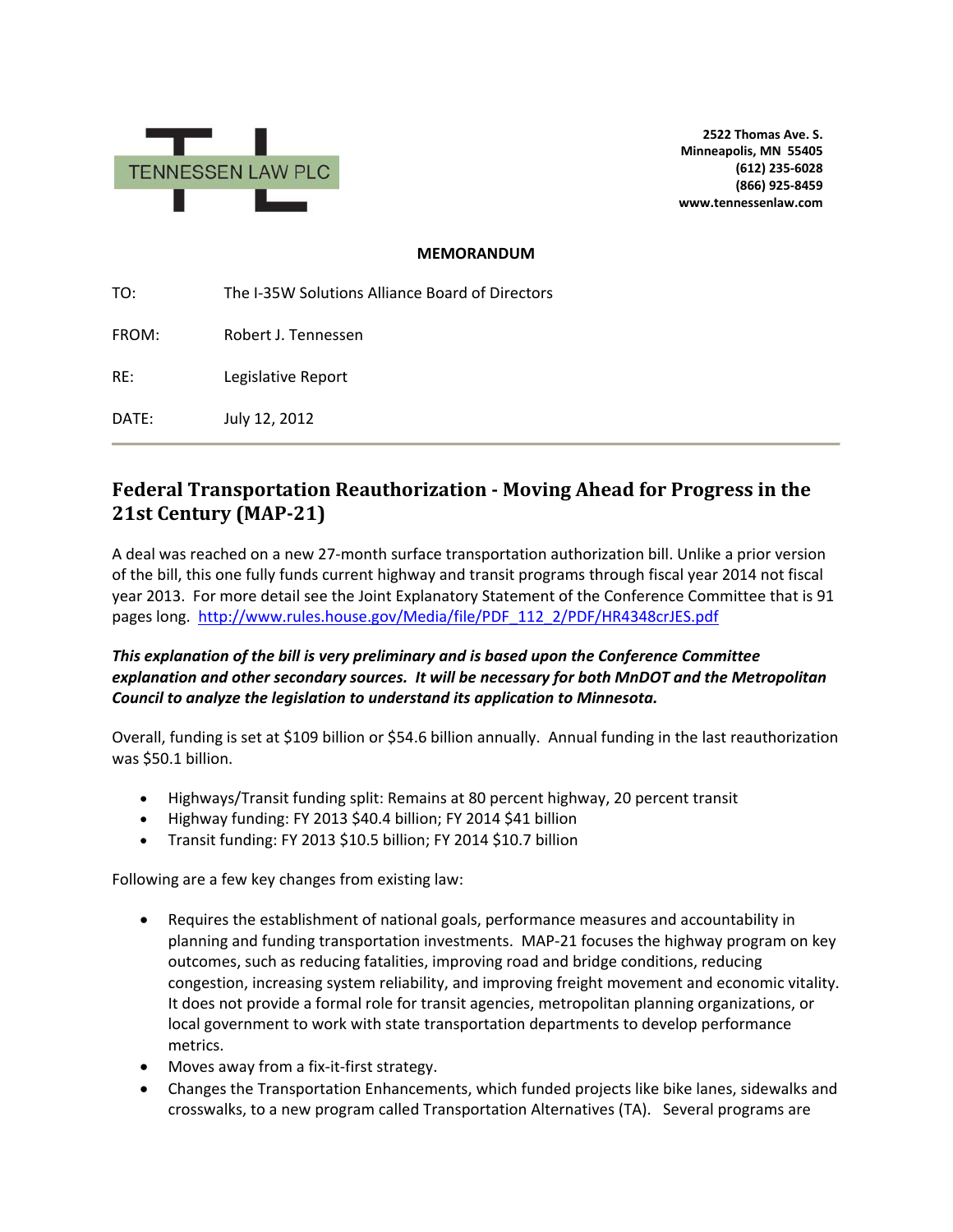TENNESSEN LAW PLC

**2522 Thomas Ave. S.**
**Minneapolis, MN 55405**
**(612) 235-6028**
**(866) 925-8459**
**www.tennessenlaw.com**

**MEMORANDUM**

TO: The I-35W Solutions Alliance Board of Directors

FROM: Robert J. Tennessen

RE: Legislative Report

DATE: July 12, 2012

---

## Federal Transportation Reauthorization - Moving Ahead for Progress in the 21st Century (MAP-21)

A deal was reached on a new 27-month surface transportation authorization bill. Unlike a prior version of the bill, this one fully funds current highway and transit programs through fiscal year 2014 not fiscal year 2013. For more detail see the Joint Explanatory Statement of the Conference Committee that is 91 pages long. http://www.rules.house.gov/Media/file/PDF_112_2/PDF/HR4348crJES.pdf

***This explanation of the bill is very preliminary and is based upon the Conference Committee explanation and other secondary sources. It will be necessary for both MnDOT and the Metropolitan Council to analyze the legislation to understand its application to Minnesota.***

Overall, funding is set at $109 billion or $54.6 billion annually. Annual funding in the last reauthorization was $50.1 billion.

- Highways/Transit funding split: Remains at 80 percent highway, 20 percent transit
- Highway funding: FY 2013 $40.4 billion; FY 2014 $41 billion
- Transit funding: FY 2013 $10.5 billion; FY 2014 $10.7 billion

Following are a few key changes from existing law:

- Requires the establishment of national goals, performance measures and accountability in planning and funding transportation investments. MAP-21 focuses the highway program on key outcomes, such as reducing fatalities, improving road and bridge conditions, reducing congestion, increasing system reliability, and improving freight movement and economic vitality. It does not provide a formal role for transit agencies, metropolitan planning organizations, or local government to work with state transportation departments to develop performance metrics.
- Moves away from a fix-it-first strategy.
- Changes the Transportation Enhancements, which funded projects like bike lanes, sidewalks and crosswalks, to a new program called Transportation Alternatives (TA). Several programs are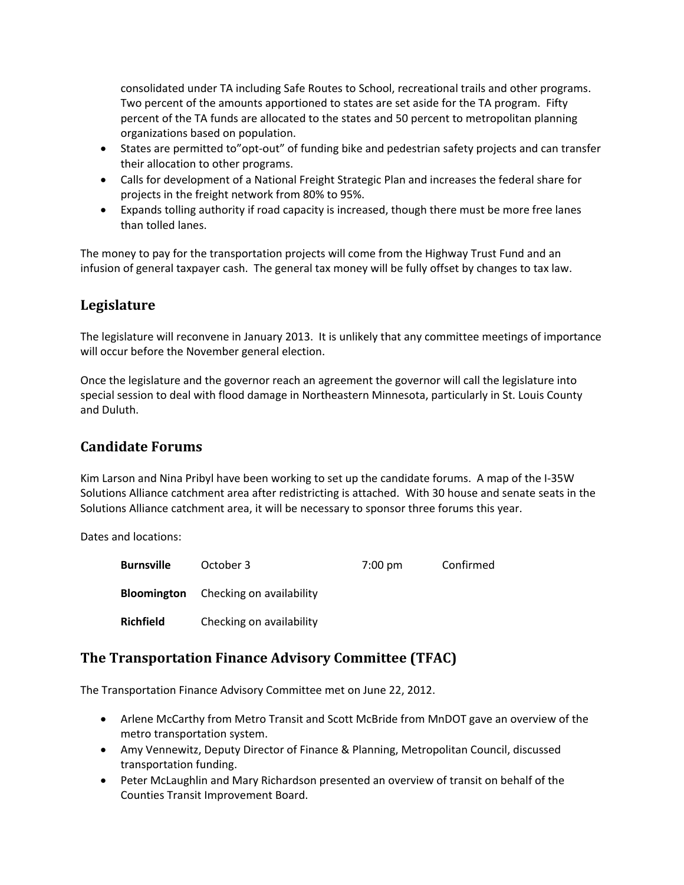consolidated under TA including Safe Routes to School, recreational trails and other programs. Two percent of the amounts apportioned to states are set aside for the TA program. Fifty percent of the TA funds are allocated to the states and 50 percent to metropolitan planning organizations based on population.

- States are permitted to"opt-out" of funding bike and pedestrian safety projects and can transfer their allocation to other programs.
- Calls for development of a National Freight Strategic Plan and increases the federal share for projects in the freight network from 80% to 95%.
- Expands tolling authority if road capacity is increased, though there must be more free lanes than tolled lanes.

The money to pay for the transportation projects will come from the Highway Trust Fund and an infusion of general taxpayer cash. The general tax money will be fully offset by changes to tax law.

## Legislature

The legislature will reconvene in January 2013. It is unlikely that any committee meetings of importance will occur before the November general election.

Once the legislature and the governor reach an agreement the governor will call the legislature into special session to deal with flood damage in Northeastern Minnesota, particularly in St. Louis County and Duluth.

## Candidate Forums

Kim Larson and Nina Pribyl have been working to set up the candidate forums. A map of the I-35W Solutions Alliance catchment area after redistricting is attached. With 30 house and senate seats in the Solutions Alliance catchment area, it will be necessary to sponsor three forums this year.

Dates and locations:

| | | | |
|---|---|---|---|
| **Burnsville** | October 3 | 7:00 pm | Confirmed |
| **Bloomington** | Checking on availability | | |
| **Richfield** | Checking on availability | | |

## The Transportation Finance Advisory Committee (TFAC)

The Transportation Finance Advisory Committee met on June 22, 2012.

- Arlene McCarthy from Metro Transit and Scott McBride from MnDOT gave an overview of the metro transportation system.
- Amy Vennewitz, Deputy Director of Finance & Planning, Metropolitan Council, discussed transportation funding.
- Peter McLaughlin and Mary Richardson presented an overview of transit on behalf of the Counties Transit Improvement Board.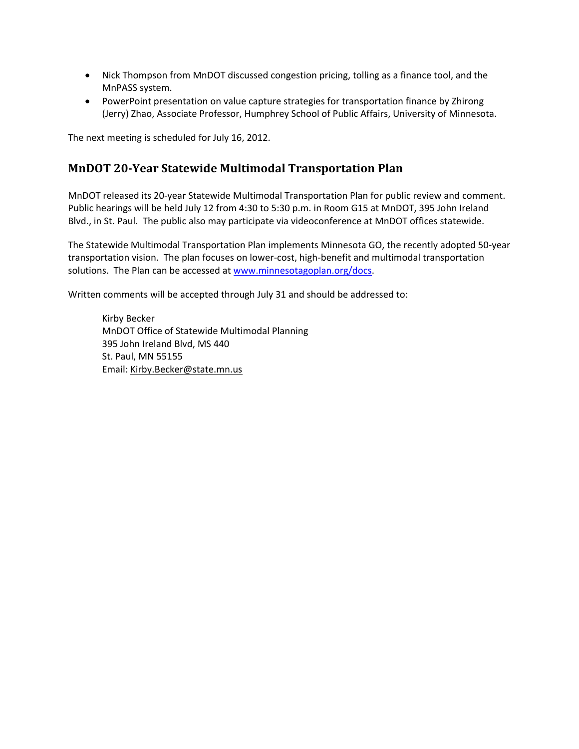- Nick Thompson from MnDOT discussed congestion pricing, tolling as a finance tool, and the MnPASS system.
- PowerPoint presentation on value capture strategies for transportation finance by Zhirong (Jerry) Zhao, Associate Professor, Humphrey School of Public Affairs, University of Minnesota.

The next meeting is scheduled for July 16, 2012.

## MnDOT 20-Year Statewide Multimodal Transportation Plan

MnDOT released its 20-year Statewide Multimodal Transportation Plan for public review and comment. Public hearings will be held July 12 from 4:30 to 5:30 p.m. in Room G15 at MnDOT, 395 John Ireland Blvd., in St. Paul. The public also may participate via videoconference at MnDOT offices statewide.

The Statewide Multimodal Transportation Plan implements Minnesota GO, the recently adopted 50-year transportation vision. The plan focuses on lower-cost, high-benefit and multimodal transportation solutions. The Plan can be accessed at [www.minnesotagoplan.org/docs](http://www.minnesotagoplan.org/docs).

Written comments will be accepted through July 31 and should be addressed to:

> Kirby Becker
> MnDOT Office of Statewide Multimodal Planning
> 395 John Ireland Blvd, MS 440
> St. Paul, MN 55155
> Email: Kirby.Becker@state.mn.us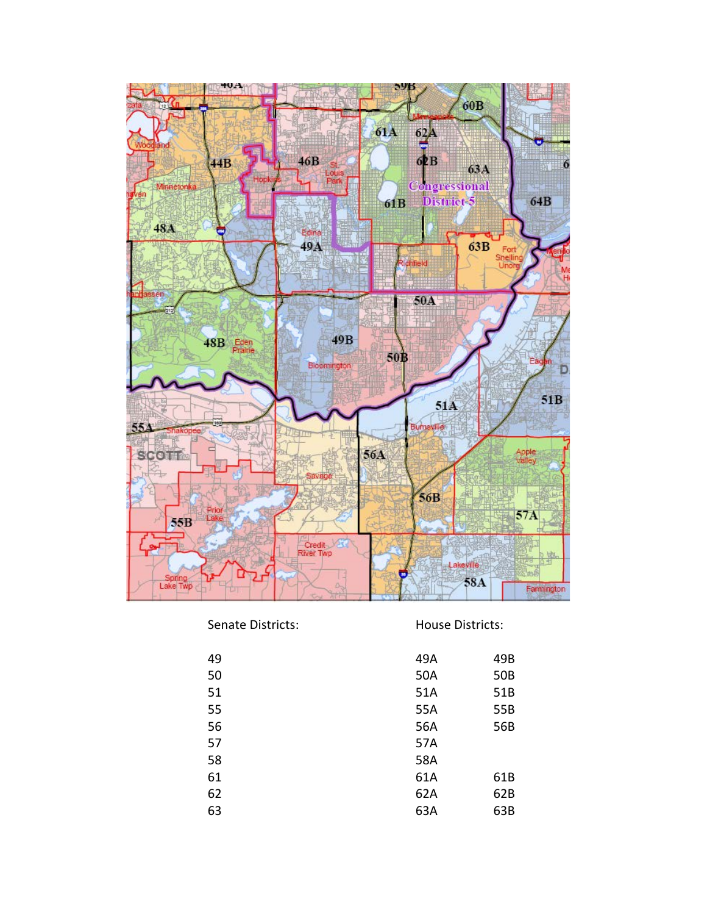40A
59B
60B
61A
62A
62B
63A
64B
44B
46B
48A
49A
48B
49B
50A
50B
51A
51B
55A
55B
56A
56B
57A
58A
61B
63B
Congressional District 5
Minneapolis
Woodland
Minnetonka
Hopkins
St. Louis Park
Edina
Richfield
Fort Snelling Unorg
Eden Prairie
Bloomington
Eagan
Burnsville
Shakopee
SCOTT
Savage
Prior Lake
Spring Lake Twp
Credit River Twp
Apple Valley
Lakeville
Farmington

Senate Districts:

49
50
51
55
56
57
58
61
62
63

House Districts:

| | |
|---|---|
| 49A | 49B |
| 50A | 50B |
| 51A | 51B |
| 55A | 55B |
| 56A | 56B |
| 57A | |
| 58A | |
| 61A | 61B |
| 62A | 62B |
| 63A | 63B |